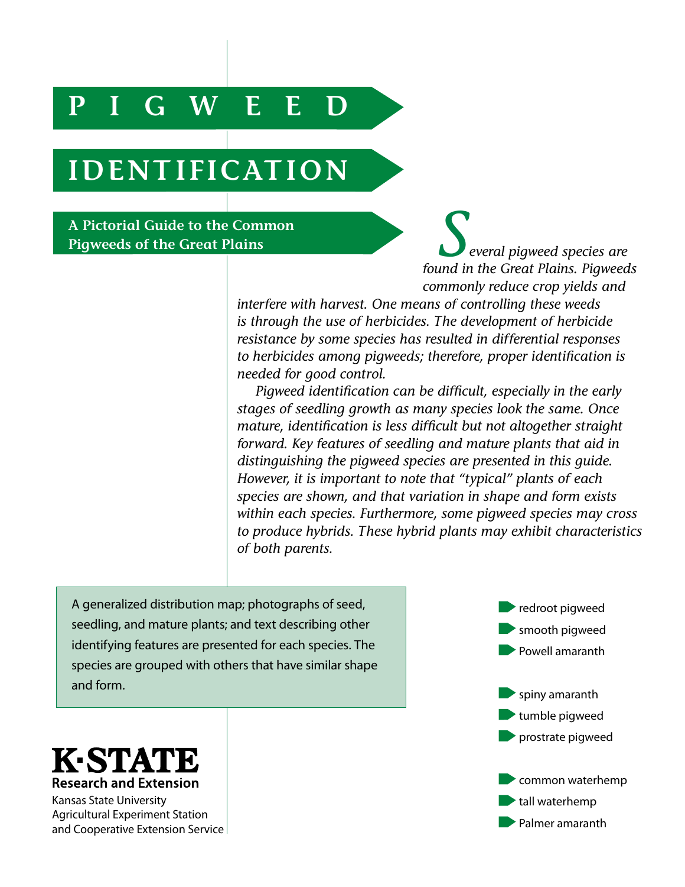# PIGWEED IDENTIFICATION

## A Pictorial Guide to the Common Pigweeds of the Great Plains

*Several pigweed species are found in the Great Plains. Pigweeds commonly reduce crop yields and interfere with harvest. One means of controlling these weeds is through the use of herbicides. The development of herbicide resistance by some species has resulted in differential responses to herbicides among pigweeds; therefore, proper identification is needed for good control.*

*Pigweed identification can be difficult, especially in the early stages of seedling growth as many species look the same. Once mature, identification is less difficult but not altogether straight forward. Key features of seedling and mature plants that aid in distinguishing the pigweed species are presented in this guide. However, it is important to note that "typical" plants of each species are shown, and that variation in shape and form exists within each species. Furthermore, some pigweed species may cross to produce hybrids. These hybrid plants may exhibit characteristics of both parents.*

A generalized distribution map; photographs of seed, seedling, and mature plants; and text describing other identifying features are presented for each species. The species are grouped with others that have similar shape and form.

- redroot pigweed
- smooth pigweed
- Powell amaranth

- spiny amaranth
- tumble pigweed
- prostrate pigweed

- common waterhemp
- tall waterhemp
- Palmer amaranth

**K·STATE**
**Research and Extension**
Kansas State University
Agricultural Experiment Station
and Cooperative Extension Service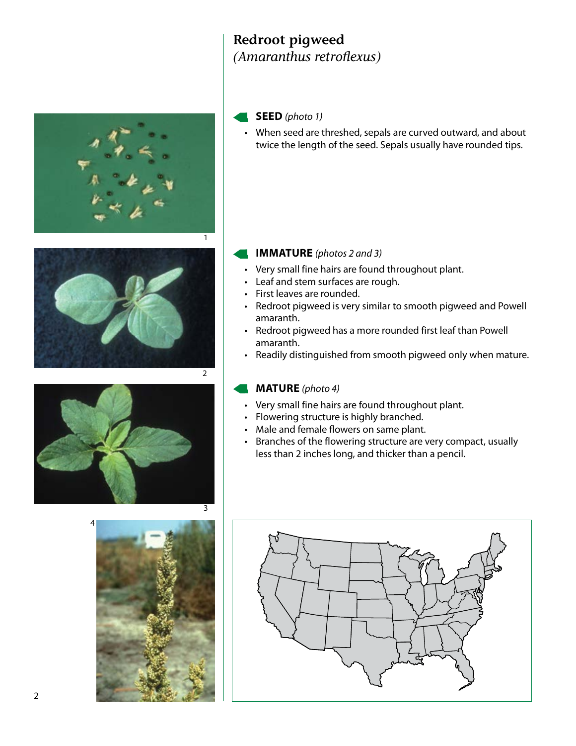# Redroot pigweed
*(Amaranthus retroflexus)*

**SEED** *(photo 1)*

- When seed are threshed, sepals are curved outward, and about twice the length of the seed. Sepals usually have rounded tips.

**IMMATURE** *(photos 2 and 3)*

- Very small fine hairs are found throughout plant.
- Leaf and stem surfaces are rough.
- First leaves are rounded.
- Redroot pigweed is very similar to smooth pigweed and Powell amaranth.
- Redroot pigweed has a more rounded first leaf than Powell amaranth.
- Readily distinguished from smooth pigweed only when mature.

**MATURE** *(photo 4)*

- Very small fine hairs are found throughout plant.
- Flowering structure is highly branched.
- Male and female flowers on same plant.
- Branches of the flowering structure are very compact, usually less than 2 inches long, and thicker than a pencil.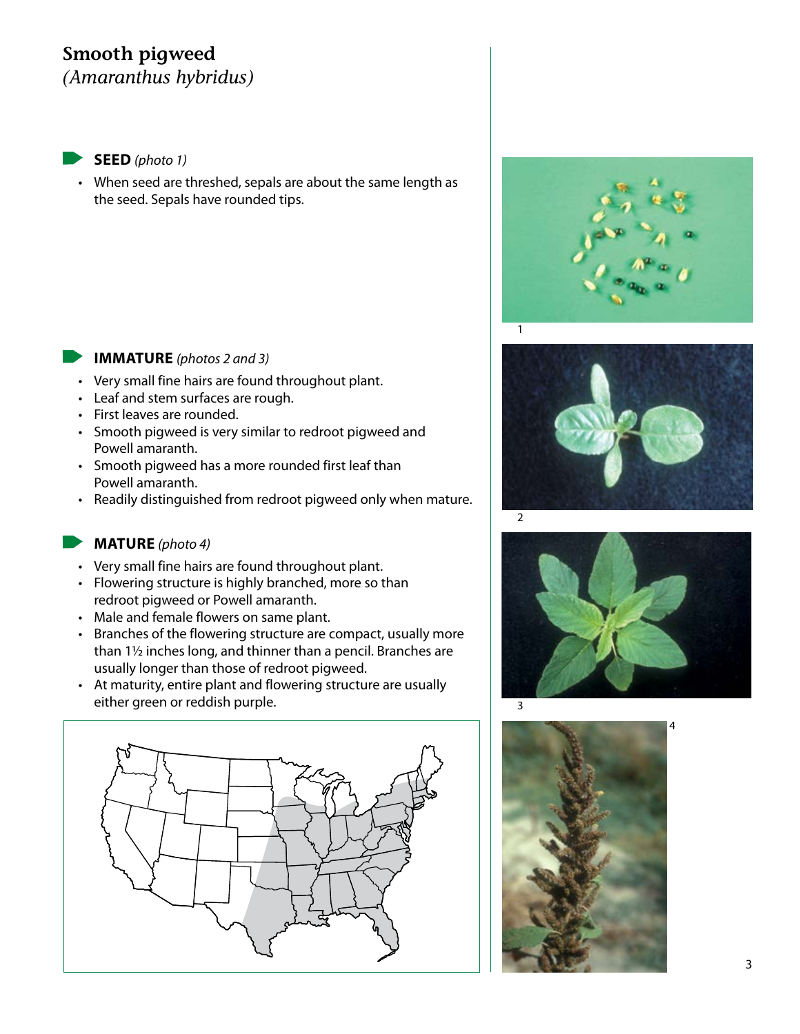# Smooth pigweed
*(Amaranthus hybridus)*

## SEED *(photo 1)*

- When seed are threshed, sepals are about the same length as the seed. Sepals have rounded tips.

## IMMATURE *(photos 2 and 3)*

- Very small fine hairs are found throughout plant.
- Leaf and stem surfaces are rough.
- First leaves are rounded.
- Smooth pigweed is very similar to redroot pigweed and Powell amaranth.
- Smooth pigweed has a more rounded first leaf than Powell amaranth.
- Readily distinguished from redroot pigweed only when mature.

## MATURE *(photo 4)*

- Very small fine hairs are found throughout plant.
- Flowering structure is highly branched, more so than redroot pigweed or Powell amaranth.
- Male and female flowers on same plant.
- Branches of the flowering structure are compact, usually more than 1½ inches long, and thinner than a pencil. Branches are usually longer than those of redroot pigweed.
- At maturity, entire plant and flowering structure are usually either green or reddish purple.

1

2

3

4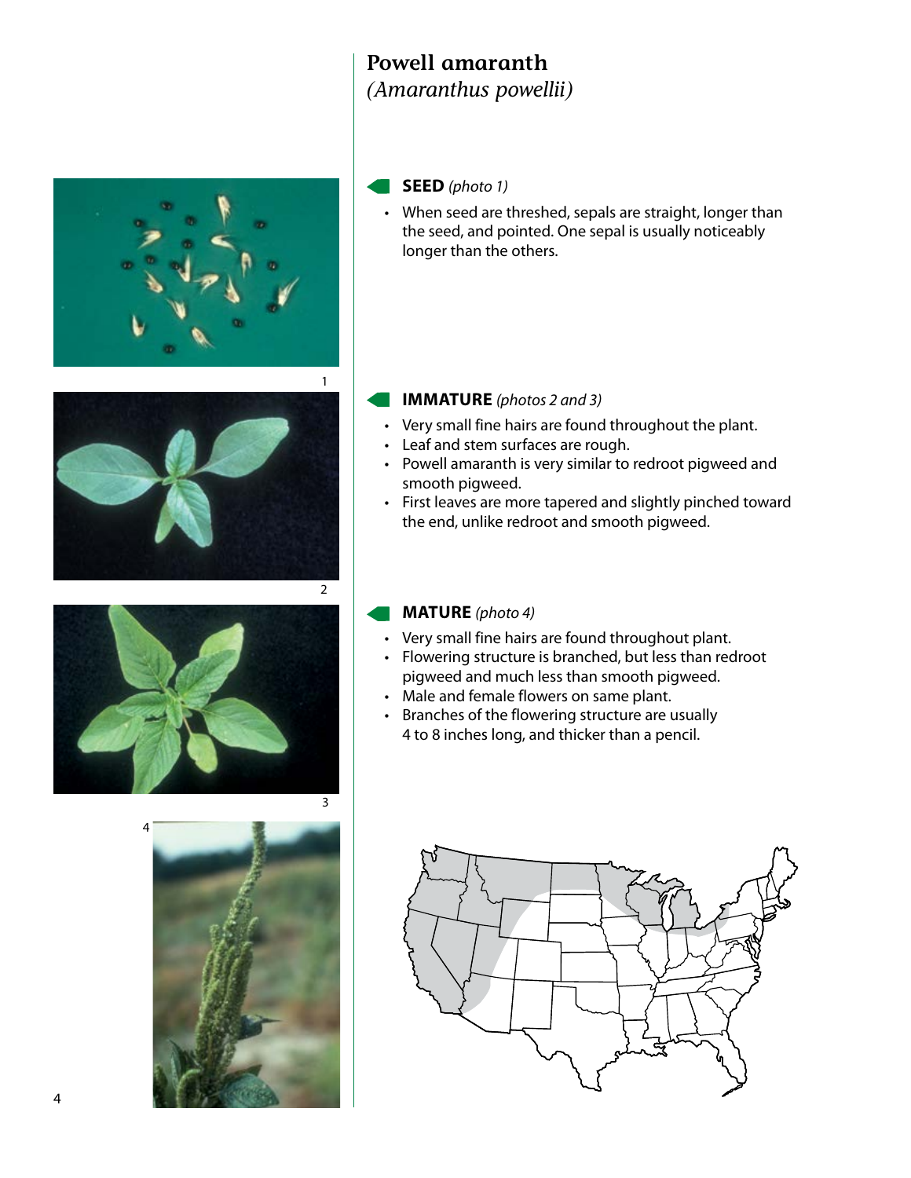# Powell amaranth
*(Amaranthus powellii)*

## SEED *(photo 1)*

- When seed are threshed, sepals are straight, longer than the seed, and pointed. One sepal is usually noticeably longer than the others.

## IMMATURE *(photos 2 and 3)*

- Very small fine hairs are found throughout the plant.
- Leaf and stem surfaces are rough.
- Powell amaranth is very similar to redroot pigweed and smooth pigweed.
- First leaves are more tapered and slightly pinched toward the end, unlike redroot and smooth pigweed.

## MATURE *(photo 4)*

- Very small fine hairs are found throughout plant.
- Flowering structure is branched, but less than redroot pigweed and much less than smooth pigweed.
- Male and female flowers on same plant.
- Branches of the flowering structure are usually 4 to 8 inches long, and thicker than a pencil.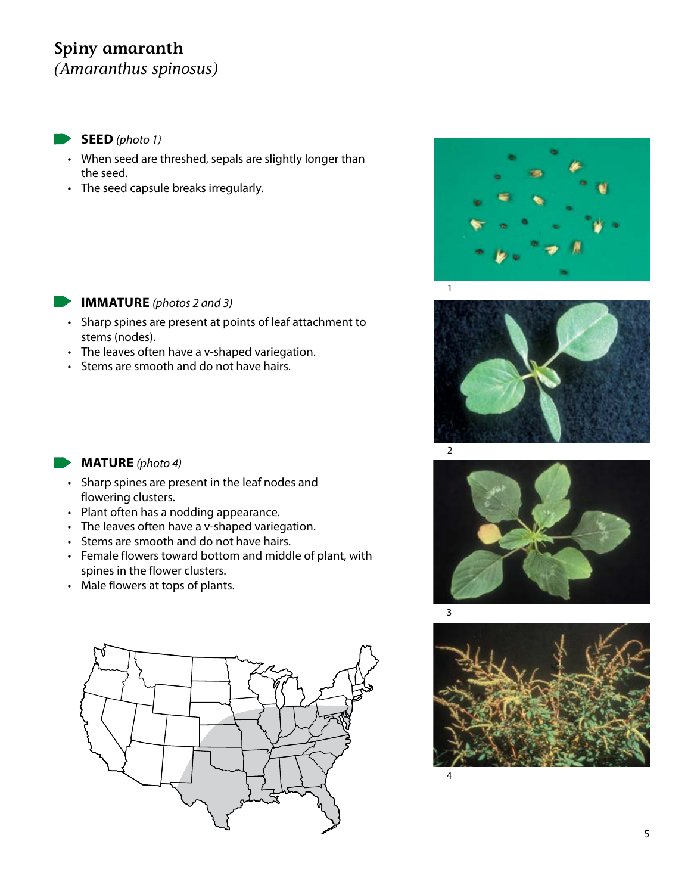## Spiny amaranth
*(Amaranthus spinosus)*

### SEED *(photo 1)*

- When seed are threshed, sepals are slightly longer than the seed.
- The seed capsule breaks irregularly.

### IMMATURE *(photos 2 and 3)*

- Sharp spines are present at points of leaf attachment to stems (nodes).
- The leaves often have a v-shaped variegation.
- Stems are smooth and do not have hairs.

### MATURE *(photo 4)*

- Sharp spines are present in the leaf nodes and flowering clusters.
- Plant often has a nodding appearance.
- The leaves often have a v-shaped variegation.
- Stems are smooth and do not have hairs.
- Female flowers toward bottom and middle of plant, with spines in the flower clusters.
- Male flowers at tops of plants.

1

2

3

4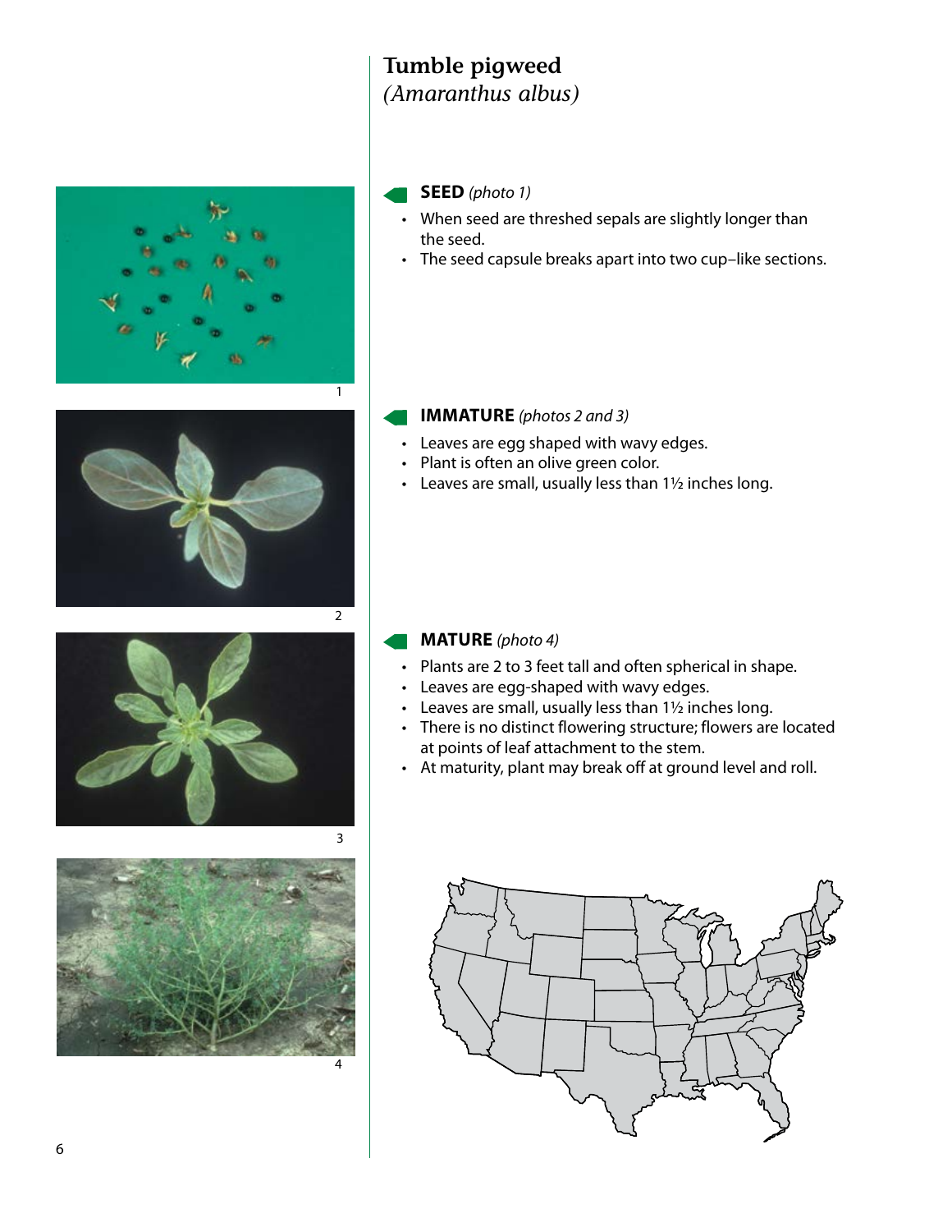# Tumble pigweed
*(Amaranthus albus)*

## SEED *(photo 1)*

- When seed are threshed sepals are slightly longer than the seed.
- The seed capsule breaks apart into two cup–like sections.

## IMMATURE *(photos 2 and 3)*

- Leaves are egg shaped with wavy edges.
- Plant is often an olive green color.
- Leaves are small, usually less than 1½ inches long.

## MATURE *(photo 4)*

- Plants are 2 to 3 feet tall and often spherical in shape.
- Leaves are egg-shaped with wavy edges.
- Leaves are small, usually less than 1½ inches long.
- There is no distinct flowering structure; flowers are located at points of leaf attachment to the stem.
- At maturity, plant may break off at ground level and roll.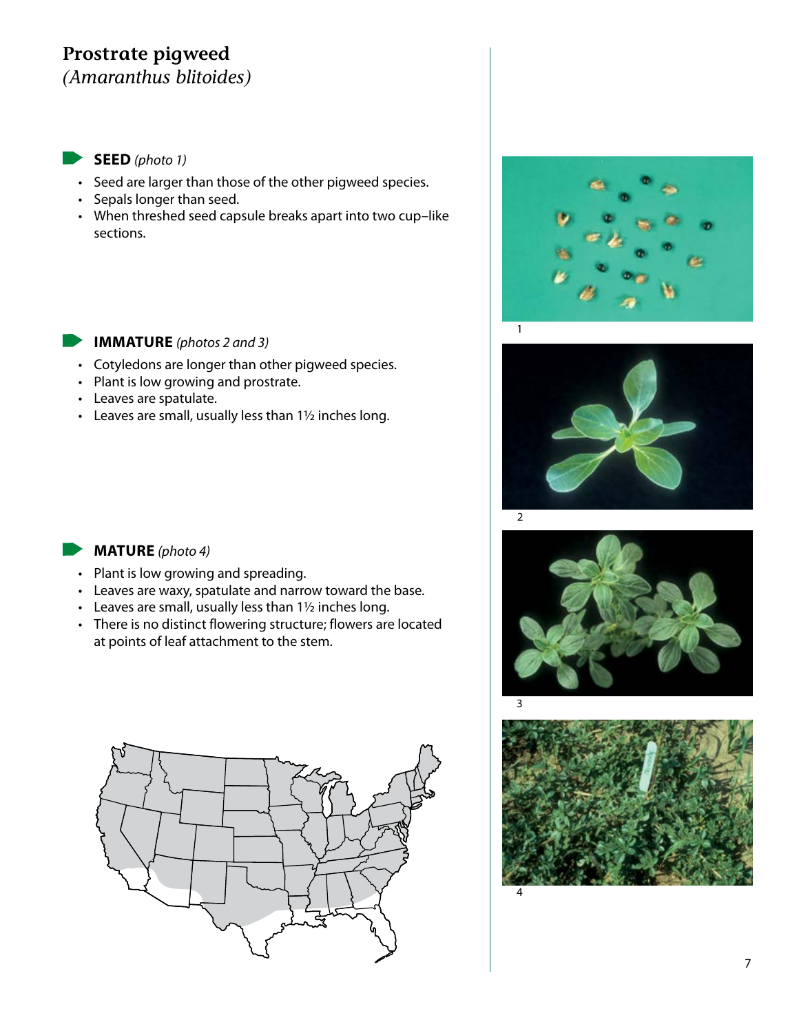# Prostrate pigweed
*(Amaranthus blitoides)*

### SEED *(photo 1)*

- Seed are larger than those of the other pigweed species.
- Sepals longer than seed.
- When threshed seed capsule breaks apart into two cup–like sections.

### IMMATURE *(photos 2 and 3)*

- Cotyledons are longer than other pigweed species.
- Plant is low growing and prostrate.
- Leaves are spatulate.
- Leaves are small, usually less than 1½ inches long.

### MATURE *(photo 4)*

- Plant is low growing and spreading.
- Leaves are waxy, spatulate and narrow toward the base.
- Leaves are small, usually less than 1½ inches long.
- There is no distinct flowering structure; flowers are located at points of leaf attachment to the stem.

1

2

3

4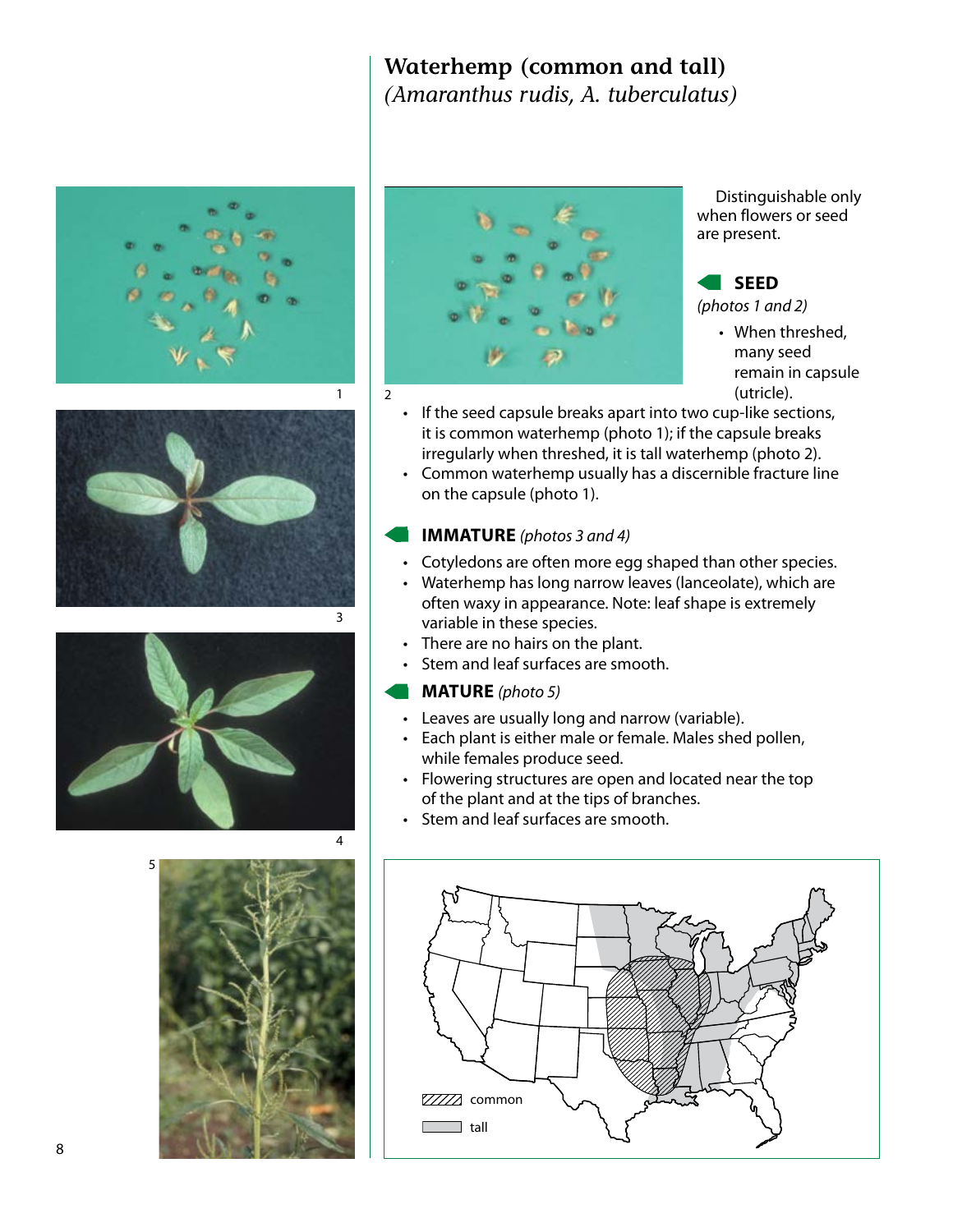# Waterhemp (common and tall)

*(Amaranthus rudis, A. tuberculatus)*

Distinguishable only when flowers or seed are present.

## SEED

*(photos 1 and 2)*

- When threshed, many seed remain in capsule (utricle).
- If the seed capsule breaks apart into two cup-like sections, it is common waterhemp (photo 1); if the capsule breaks irregularly when threshed, it is tall waterhemp (photo 2).
- Common waterhemp usually has a discernible fracture line on the capsule (photo 1).

## IMMATURE *(photos 3 and 4)*

- Cotyledons are often more egg shaped than other species.
- Waterhemp has long narrow leaves (lanceolate), which are often waxy in appearance. Note: leaf shape is extremely variable in these species.
- There are no hairs on the plant.
- Stem and leaf surfaces are smooth.

## MATURE *(photo 5)*

- Leaves are usually long and narrow (variable).
- Each plant is either male or female. Males shed pollen, while females produce seed.
- Flowering structures are open and located near the top of the plant and at the tips of branches.
- Stem and leaf surfaces are smooth.

common

tall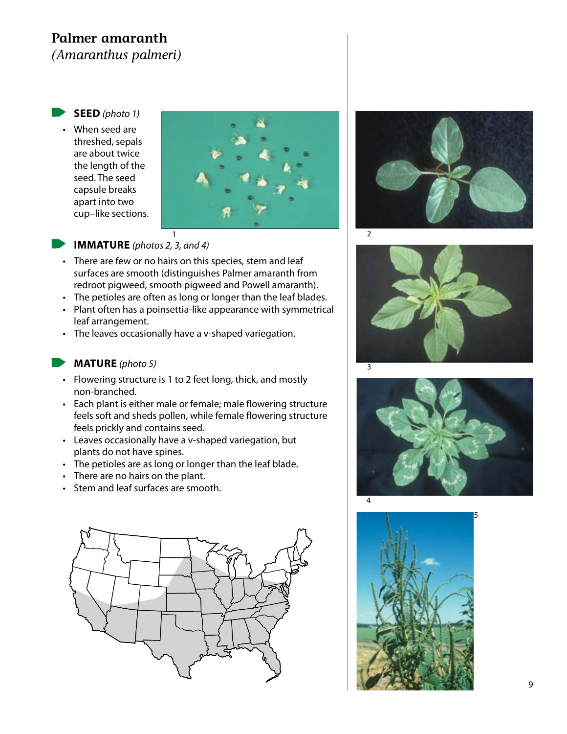# Palmer amaranth

*(Amaranthus palmeri)*

## SEED *(photo 1)*

- When seed are threshed, sepals are about twice the length of the seed. The seed capsule breaks apart into two cup–like sections.

## IMMATURE *(photos 2, 3, and 4)*

- There are few or no hairs on this species, stem and leaf surfaces are smooth (distinguishes Palmer amaranth from redroot pigweed, smooth pigweed and Powell amaranth).
- The petioles are often as long or longer than the leaf blades.
- Plant often has a poinsettia-like appearance with symmetrical leaf arrangement.
- The leaves occasionally have a v-shaped variegation.

## MATURE *(photo 5)*

- Flowering structure is 1 to 2 feet long, thick, and mostly non-branched.
- Each plant is either male or female; male flowering structure feels soft and sheds pollen, while female flowering structure feels prickly and contains seed.
- Leaves occasionally have a v-shaped variegation, but plants do not have spines.
- The petioles are as long or longer than the leaf blade.
- There are no hairs on the plant.
- Stem and leaf surfaces are smooth.

1

2

3

4

5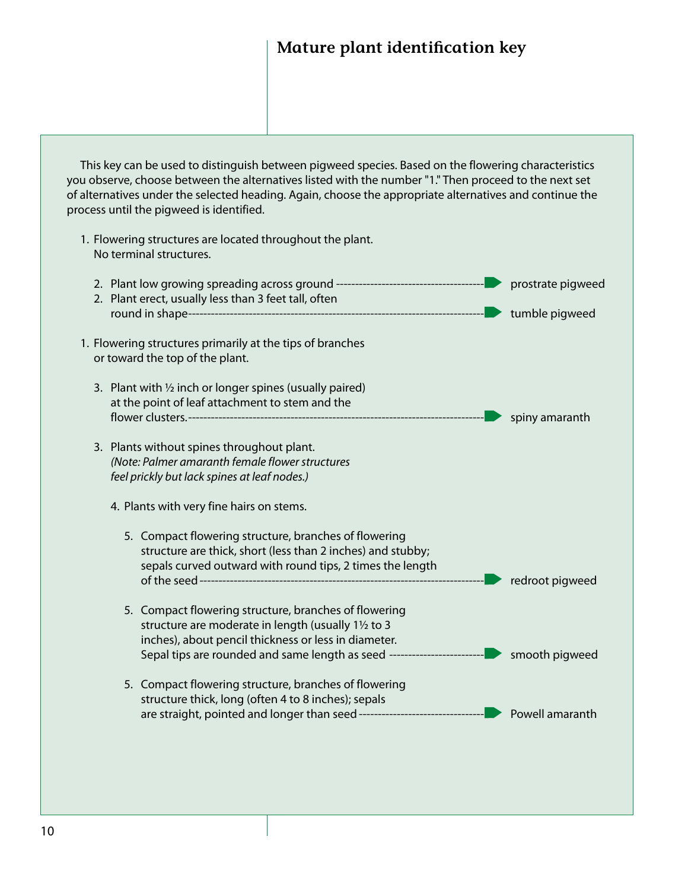# Mature plant identification key

This key can be used to distinguish between pigweed species. Based on the flowering characteristics you observe, choose between the alternatives listed with the number "1." Then proceed to the next set of alternatives under the selected heading. Again, choose the appropriate alternatives and continue the process until the pigweed is identified.

1. Flowering structures are located throughout the plant. No terminal structures.

   2. Plant low growing spreading across ground → **prostrate pigweed**
   2. Plant erect, usually less than 3 feet tall, often round in shape → **tumble pigweed**

1. Flowering structures primarily at the tips of branches or toward the top of the plant.

   3. Plant with ½ inch or longer spines (usually paired) at the point of leaf attachment to stem and the flower clusters. → **spiny amaranth**

   3. Plants without spines throughout plant. *(Note: Palmer amaranth female flower structures feel prickly but lack spines at leaf nodes.)*

      4. Plants with very fine hairs on stems.

         5. Compact flowering structure, branches of flowering structure are thick, short (less than 2 inches) and stubby; sepals curved outward with round tips, 2 times the length of the seed → **redroot pigweed**

         5. Compact flowering structure, branches of flowering structure are moderate in length (usually 1½ to 3 inches), about pencil thickness or less in diameter. Sepal tips are rounded and same length as seed → **smooth pigweed**

         5. Compact flowering structure, branches of flowering structure thick, long (often 4 to 8 inches); sepals are straight, pointed and longer than seed → **Powell amaranth**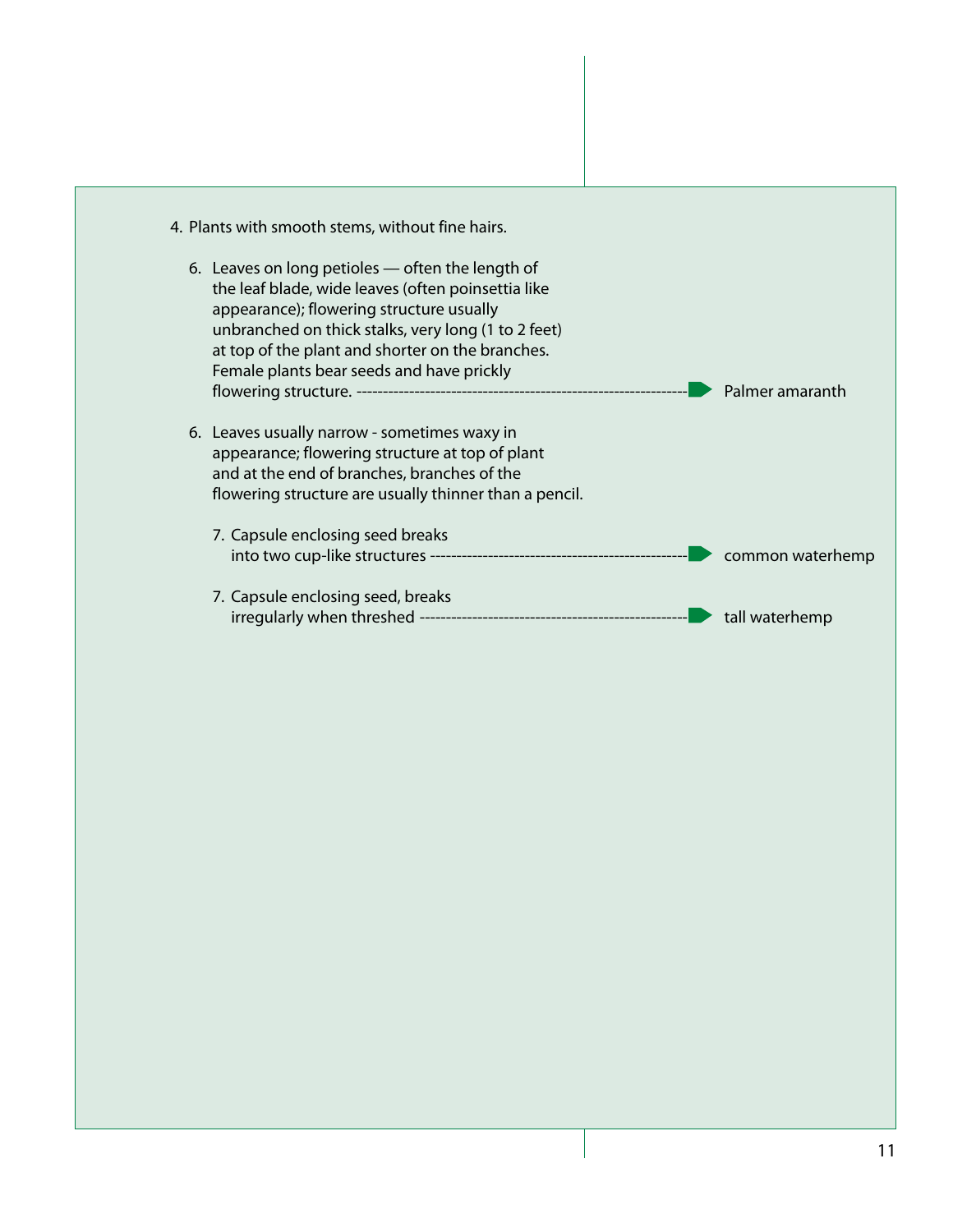4. Plants with smooth stems, without fine hairs.

   6. Leaves on long petioles — often the length of the leaf blade, wide leaves (often poinsettia like appearance); flowering structure usually unbranched on thick stalks, very long (1 to 2 feet) at top of the plant and shorter on the branches. Female plants bear seeds and have prickly flowering structure. ---------- ➡ Palmer amaranth

   6. Leaves usually narrow - sometimes waxy in appearance; flowering structure at top of plant and at the end of branches, branches of the flowering structure are usually thinner than a pencil.

      7. Capsule enclosing seed breaks into two cup-like structures ---------- ➡ common waterhemp

      7. Capsule enclosing seed, breaks irregularly when threshed ---------- ➡ tall waterhemp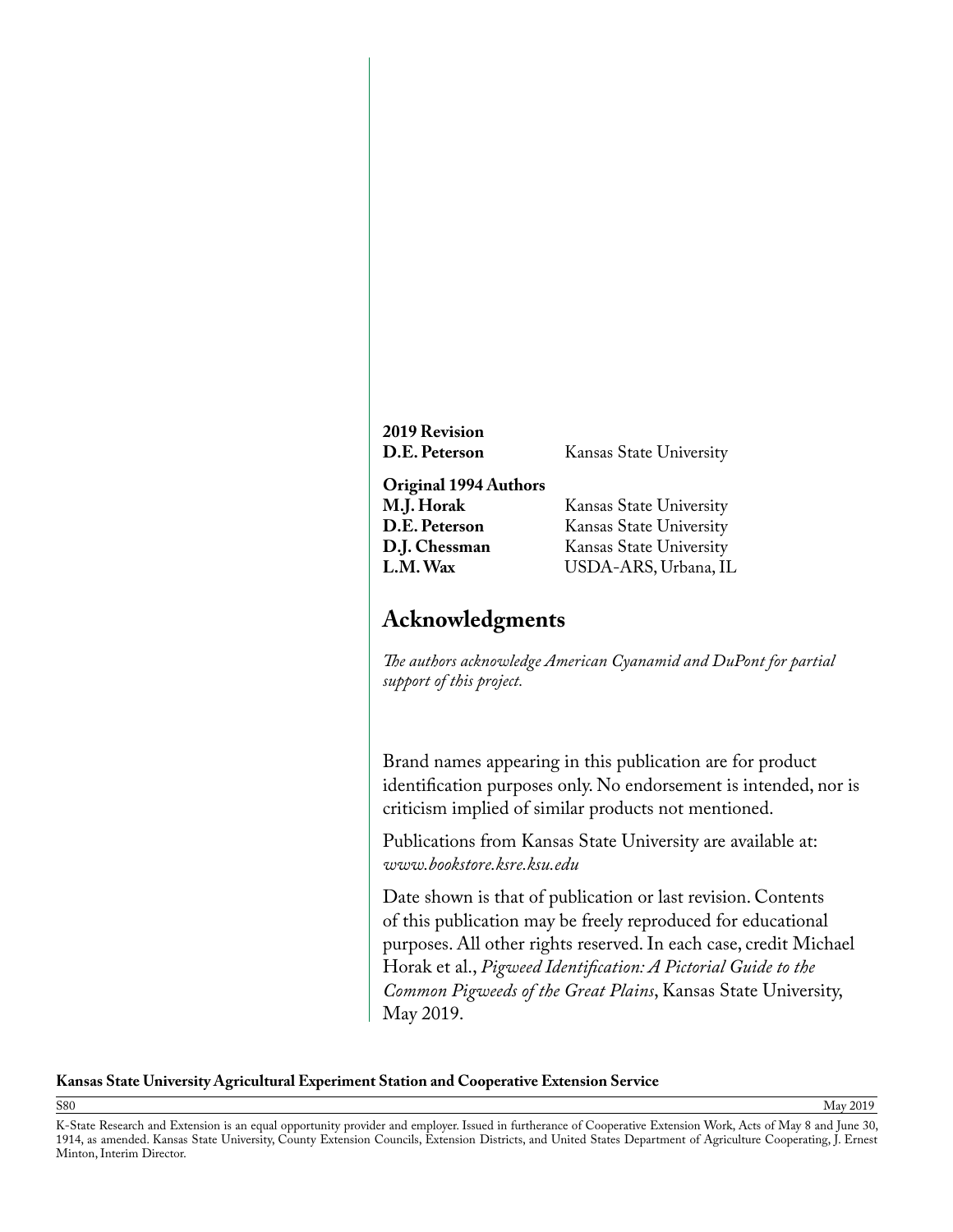**2019 Revision**

**D.E. Peterson** Kansas State University

**Original 1994 Authors**

**M.J. Horak** Kansas State University
**D.E. Peterson** Kansas State University
**D.J. Chessman** Kansas State University
**L.M. Wax** USDA-ARS, Urbana, IL

## Acknowledgments

*The authors acknowledge American Cyanamid and DuPont for partial support of this project.*

Brand names appearing in this publication are for product identification purposes only. No endorsement is intended, nor is criticism implied of similar products not mentioned.

Publications from Kansas State University are available at: *www.bookstore.ksre.ksu.edu*

Date shown is that of publication or last revision. Contents of this publication may be freely reproduced for educational purposes. All other rights reserved. In each case, credit Michael Horak et al., *Pigweed Identification: A Pictorial Guide to the Common Pigweeds of the Great Plains*, Kansas State University, May 2019.

**Kansas State University Agricultural Experiment Station and Cooperative Extension Service**

S80 May 2019

K-State Research and Extension is an equal opportunity provider and employer. Issued in furtherance of Cooperative Extension Work, Acts of May 8 and June 30, 1914, as amended. Kansas State University, County Extension Councils, Extension Districts, and United States Department of Agriculture Cooperating, J. Ernest Minton, Interim Director.